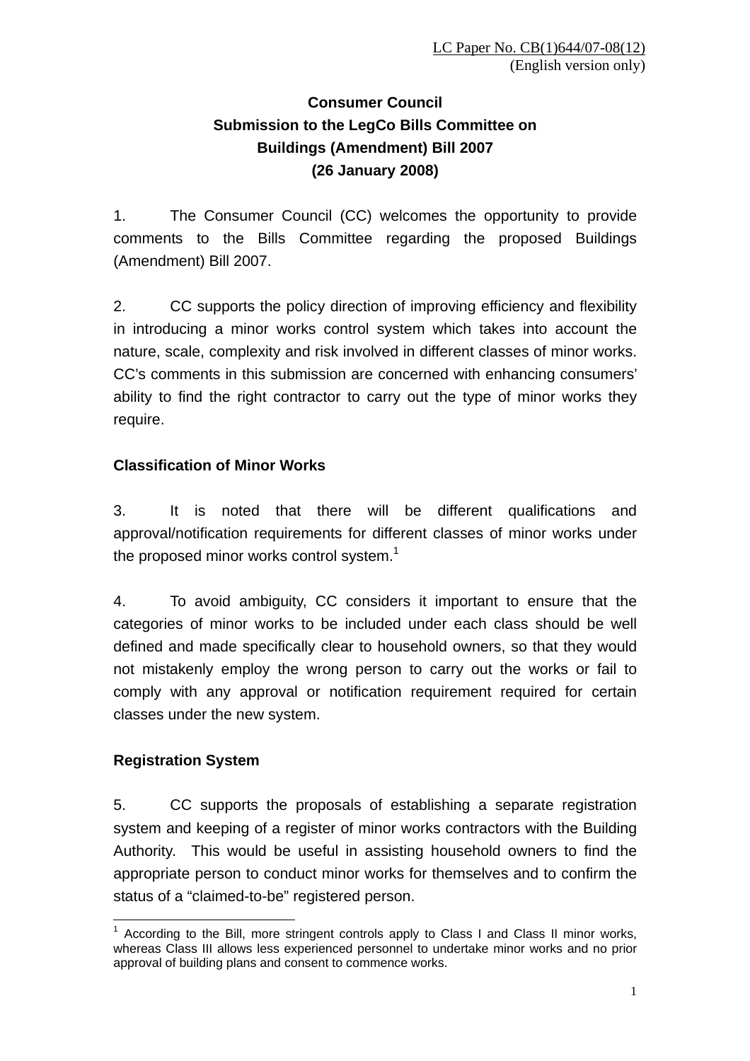LC Paper No. CB(1)644/07-08(12)
(English version only)

# Consumer Council
## Submission to the LegCo Bills Committee on Buildings (Amendment) Bill 2007
## (26 January 2008)

1. The Consumer Council (CC) welcomes the opportunity to provide comments to the Bills Committee regarding the proposed Buildings (Amendment) Bill 2007.

2. CC supports the policy direction of improving efficiency and flexibility in introducing a minor works control system which takes into account the nature, scale, complexity and risk involved in different classes of minor works. CC's comments in this submission are concerned with enhancing consumers' ability to find the right contractor to carry out the type of minor works they require.

**Classification of Minor Works**

3. It is noted that there will be different qualifications and approval/notification requirements for different classes of minor works under the proposed minor works control system.[1]

4. To avoid ambiguity, CC considers it important to ensure that the categories of minor works to be included under each class should be well defined and made specifically clear to household owners, so that they would not mistakenly employ the wrong person to carry out the works or fail to comply with any approval or notification requirement required for certain classes under the new system.

**Registration System**

5. CC supports the proposals of establishing a separate registration system and keeping of a register of minor works contractors with the Building Authority. This would be useful in assisting household owners to find the appropriate person to conduct minor works for themselves and to confirm the status of a "claimed-to-be" registered person.

---

[1] According to the Bill, more stringent controls apply to Class I and Class II minor works, whereas Class III allows less experienced personnel to undertake minor works and no prior approval of building plans and consent to commence works.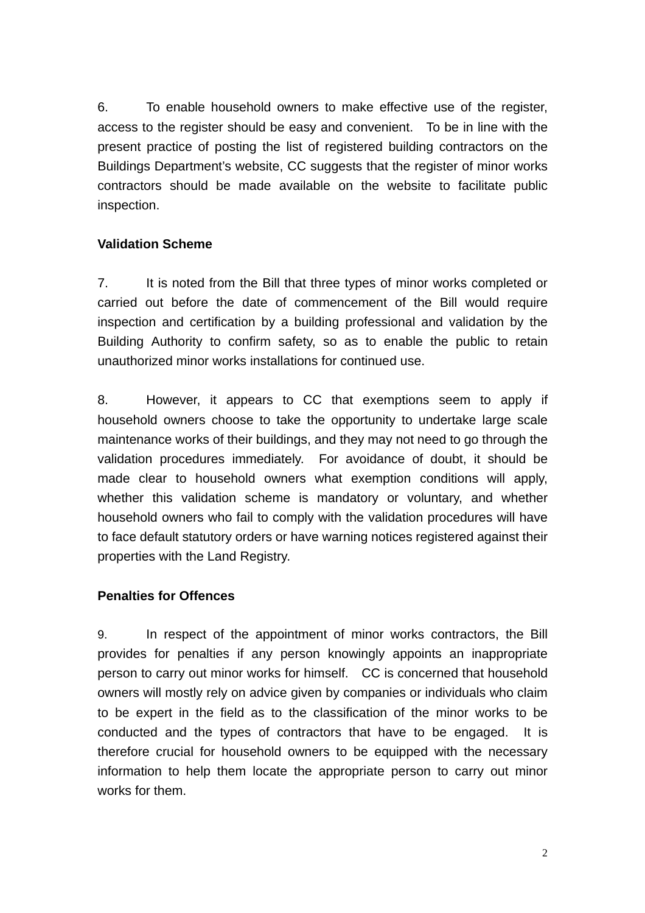6. To enable household owners to make effective use of the register, access to the register should be easy and convenient. To be in line with the present practice of posting the list of registered building contractors on the Buildings Department's website, CC suggests that the register of minor works contractors should be made available on the website to facilitate public inspection.

**Validation Scheme**

7. It is noted from the Bill that three types of minor works completed or carried out before the date of commencement of the Bill would require inspection and certification by a building professional and validation by the Building Authority to confirm safety, so as to enable the public to retain unauthorized minor works installations for continued use.

8. However, it appears to CC that exemptions seem to apply if household owners choose to take the opportunity to undertake large scale maintenance works of their buildings, and they may not need to go through the validation procedures immediately. For avoidance of doubt, it should be made clear to household owners what exemption conditions will apply, whether this validation scheme is mandatory or voluntary, and whether household owners who fail to comply with the validation procedures will have to face default statutory orders or have warning notices registered against their properties with the Land Registry.

**Penalties for Offences**

9. In respect of the appointment of minor works contractors, the Bill provides for penalties if any person knowingly appoints an inappropriate person to carry out minor works for himself. CC is concerned that household owners will mostly rely on advice given by companies or individuals who claim to be expert in the field as to the classification of the minor works to be conducted and the types of contractors that have to be engaged. It is therefore crucial for household owners to be equipped with the necessary information to help them locate the appropriate person to carry out minor works for them.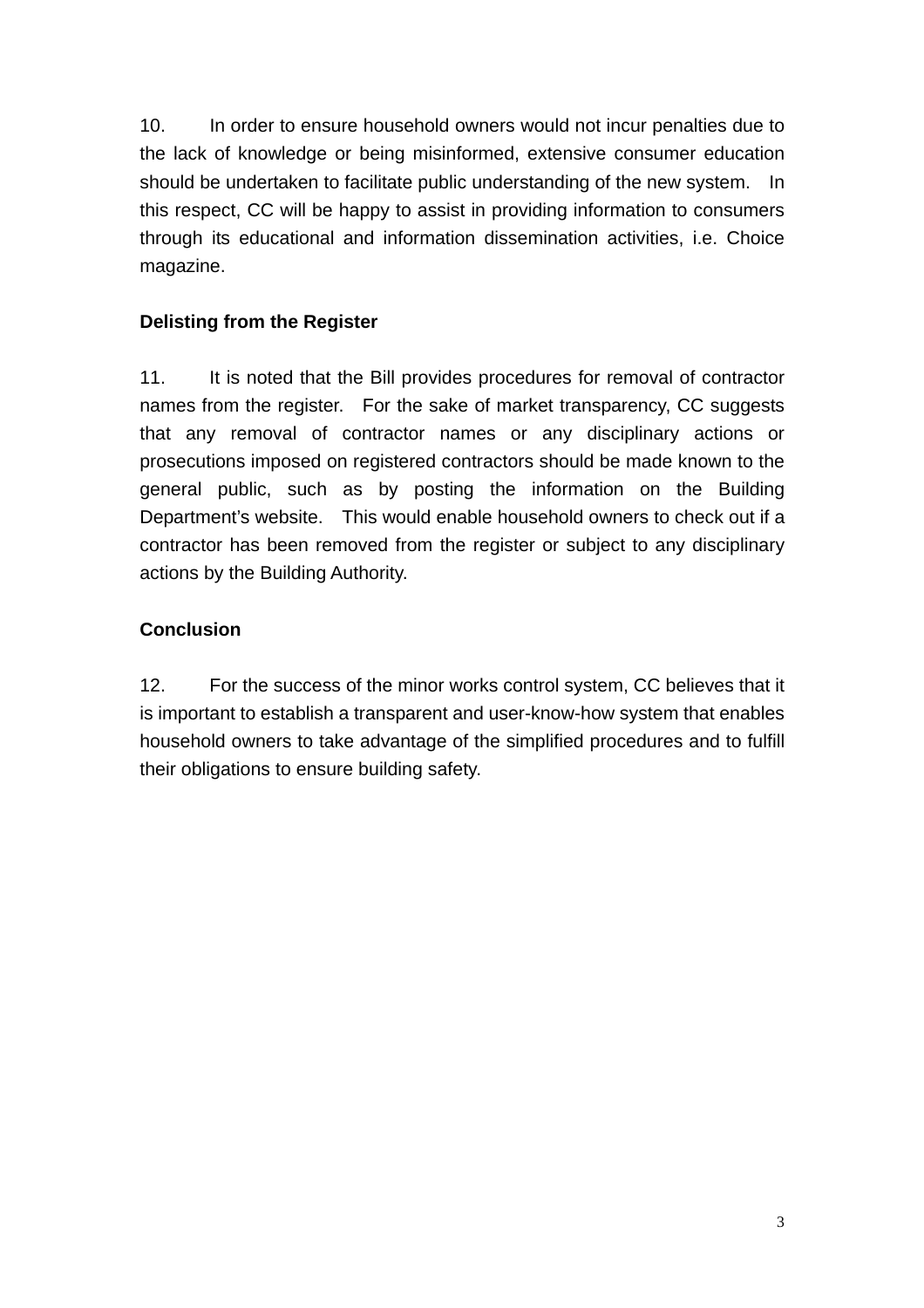10. In order to ensure household owners would not incur penalties due to the lack of knowledge or being misinformed, extensive consumer education should be undertaken to facilitate public understanding of the new system. In this respect, CC will be happy to assist in providing information to consumers through its educational and information dissemination activities, i.e. Choice magazine.

**Delisting from the Register**

11. It is noted that the Bill provides procedures for removal of contractor names from the register. For the sake of market transparency, CC suggests that any removal of contractor names or any disciplinary actions or prosecutions imposed on registered contractors should be made known to the general public, such as by posting the information on the Building Department's website. This would enable household owners to check out if a contractor has been removed from the register or subject to any disciplinary actions by the Building Authority.

**Conclusion**

12. For the success of the minor works control system, CC believes that it is important to establish a transparent and user-know-how system that enables household owners to take advantage of the simplified procedures and to fulfill their obligations to ensure building safety.